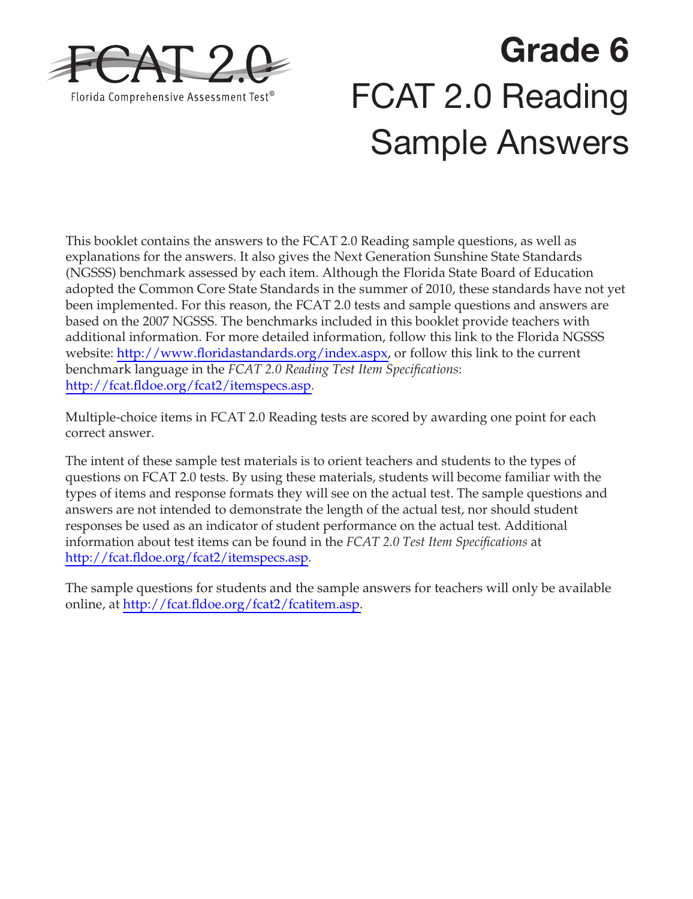FCAT 2.0

Florida Comprehensive Assessment Test®

# Grade 6

# FCAT 2.0 Reading Sample Answers

This booklet contains the answers to the FCAT 2.0 Reading sample questions, as well as explanations for the answers. It also gives the Next Generation Sunshine State Standards (NGSSS) benchmark assessed by each item. Although the Florida State Board of Education adopted the Common Core State Standards in the summer of 2010, these standards have not yet been implemented. For this reason, the FCAT 2.0 tests and sample questions and answers are based on the 2007 NGSSS. The benchmarks included in this booklet provide teachers with additional information. For more detailed information, follow this link to the Florida NGSSS website: http://www.floridastandards.org/index.aspx, or follow this link to the current benchmark language in the *FCAT 2.0 Reading Test Item Specifications*: http://fcat.fldoe.org/fcat2/itemspecs.asp.

Multiple-choice items in FCAT 2.0 Reading tests are scored by awarding one point for each correct answer.

The intent of these sample test materials is to orient teachers and students to the types of questions on FCAT 2.0 tests. By using these materials, students will become familiar with the types of items and response formats they will see on the actual test. The sample questions and answers are not intended to demonstrate the length of the actual test, nor should student responses be used as an indicator of student performance on the actual test. Additional information about test items can be found in the *FCAT 2.0 Test Item Specifications* at http://fcat.fldoe.org/fcat2/itemspecs.asp.

The sample questions for students and the sample answers for teachers will only be available online, at http://fcat.fldoe.org/fcat2/fcatitem.asp.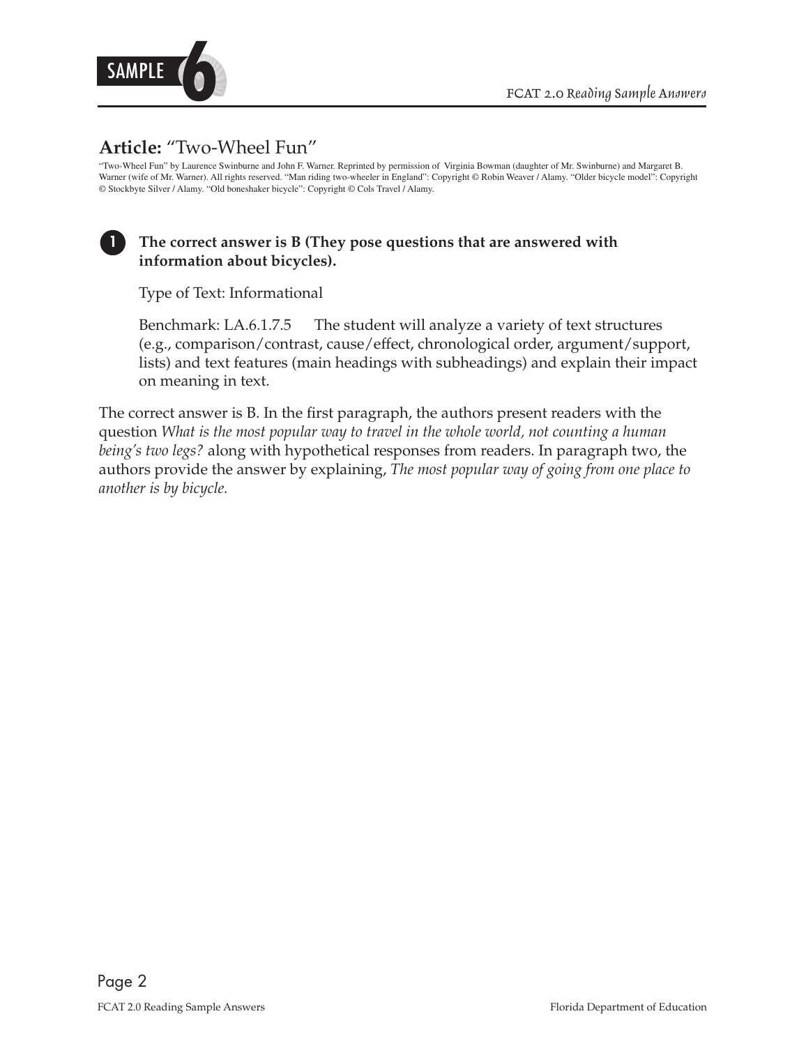## Article: "Two-Wheel Fun"

"Two-Wheel Fun" by Laurence Swinburne and John F. Warner. Reprinted by permission of Virginia Bowman (daughter of Mr. Swinburne) and Margaret B. Warner (wife of Mr. Warner). All rights reserved. "Man riding two-wheeler in England": Copyright © Robin Weaver / Alamy. "Older bicycle model": Copyright © Stockbyte Silver / Alamy. "Old boneshaker bicycle": Copyright © Cols Travel / Alamy.

**1. The correct answer is B (They pose questions that are answered with information about bicycles).**

Type of Text: Informational

Benchmark: LA.6.1.7.5 The student will analyze a variety of text structures (e.g., comparison/contrast, cause/effect, chronological order, argument/support, lists) and text features (main headings with subheadings) and explain their impact on meaning in text.

The correct answer is B. In the first paragraph, the authors present readers with the question *What is the most popular way to travel in the whole world, not counting a human being's two legs?* along with hypothetical responses from readers. In paragraph two, the authors provide the answer by explaining, *The most popular way of going from one place to another is by bicycle.*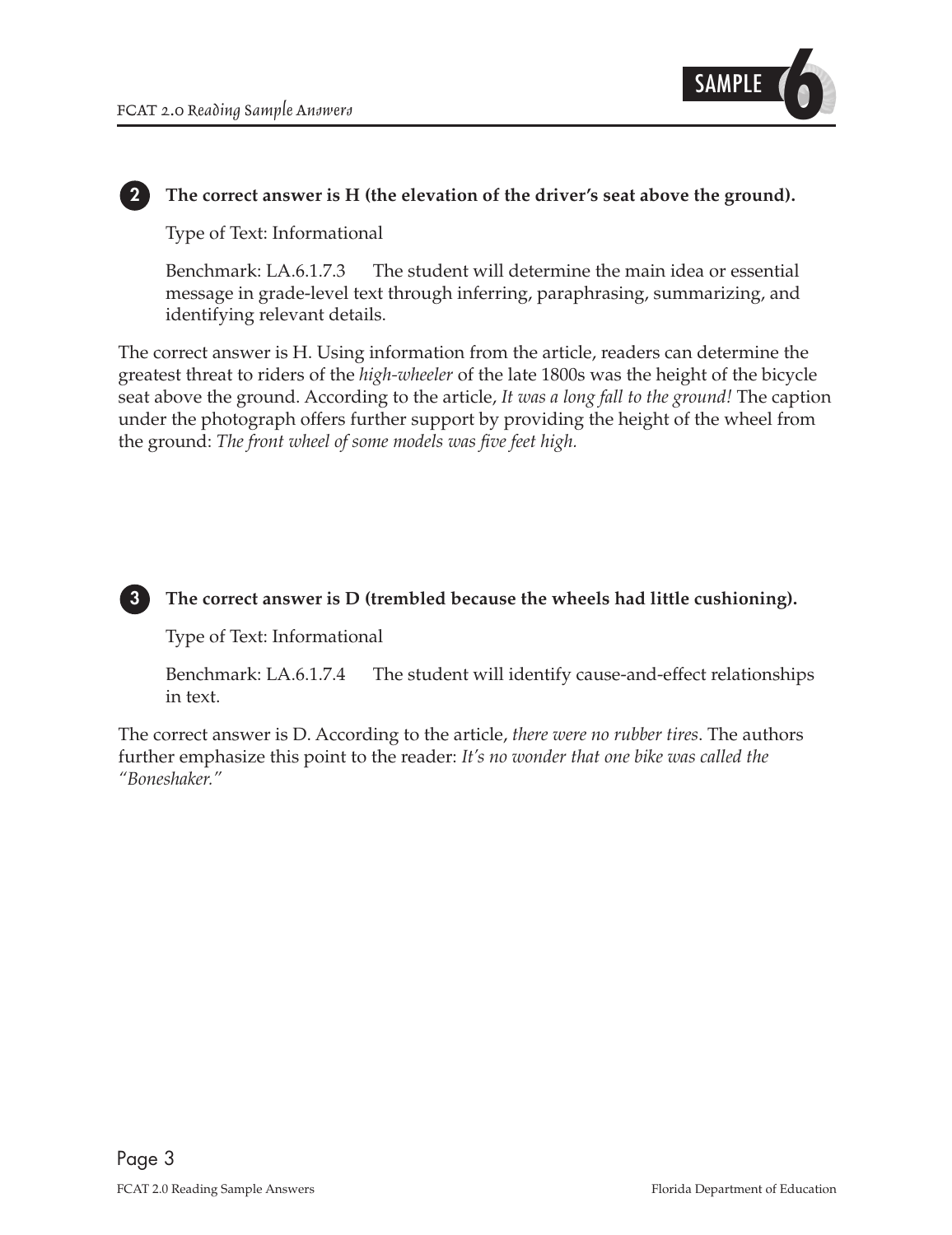**2** **The correct answer is H (the elevation of the driver's seat above the ground).**

Type of Text: Informational

Benchmark: LA.6.1.7.3 The student will determine the main idea or essential message in grade-level text through inferring, paraphrasing, summarizing, and identifying relevant details.

The correct answer is H. Using information from the article, readers can determine the greatest threat to riders of the *high-wheeler* of the late 1800s was the height of the bicycle seat above the ground. According to the article, *It was a long fall to the ground!* The caption under the photograph offers further support by providing the height of the wheel from the ground: *The front wheel of some models was five feet high.*

**3** **The correct answer is D (trembled because the wheels had little cushioning).**

Type of Text: Informational

Benchmark: LA.6.1.7.4 The student will identify cause-and-effect relationships in text.

The correct answer is D. According to the article, *there were no rubber tires*. The authors further emphasize this point to the reader: *It's no wonder that one bike was called the "Boneshaker."*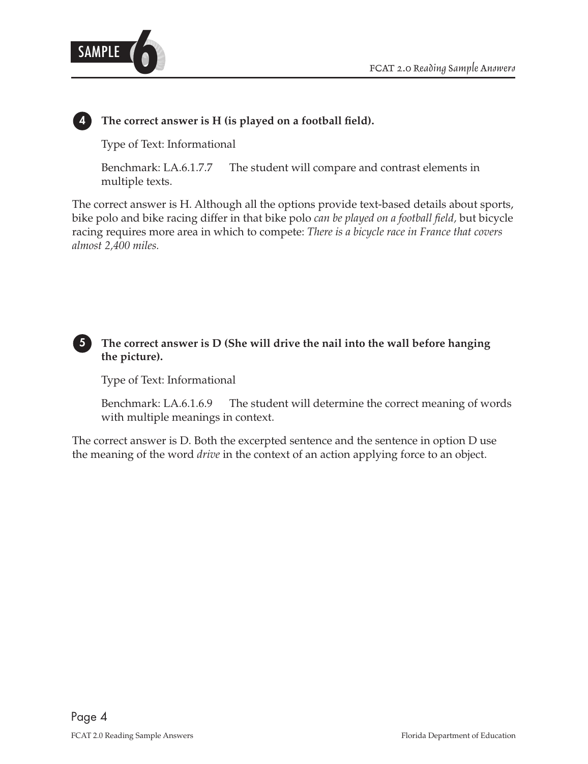**4** **The correct answer is H (is played on a football field).**

Type of Text: Informational

Benchmark: LA.6.1.7.7 The student will compare and contrast elements in multiple texts.

The correct answer is H. Although all the options provide text-based details about sports, bike polo and bike racing differ in that bike polo *can be played on a football field,* but bicycle racing requires more area in which to compete: *There is a bicycle race in France that covers almost 2,400 miles.*

**5** **The correct answer is D (She will drive the nail into the wall before hanging the picture).**

Type of Text: Informational

Benchmark: LA.6.1.6.9 The student will determine the correct meaning of words with multiple meanings in context.

The correct answer is D. Both the excerpted sentence and the sentence in option D use the meaning of the word *drive* in the context of an action applying force to an object.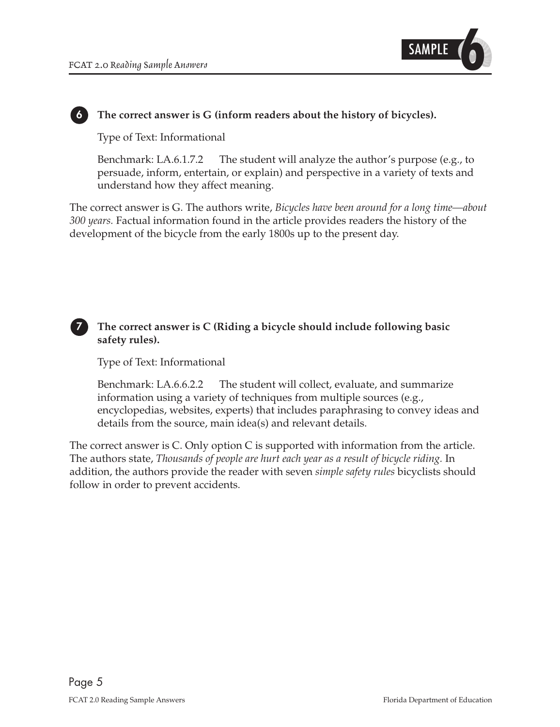**6** **The correct answer is G (inform readers about the history of bicycles).**

Type of Text: Informational

Benchmark: LA.6.1.7.2 The student will analyze the author's purpose (e.g., to persuade, inform, entertain, or explain) and perspective in a variety of texts and understand how they affect meaning.

The correct answer is G. The authors write, *Bicycles have been around for a long time—about 300 years.* Factual information found in the article provides readers the history of the development of the bicycle from the early 1800s up to the present day.

**7** **The correct answer is C (Riding a bicycle should include following basic safety rules).**

Type of Text: Informational

Benchmark: LA.6.6.2.2 The student will collect, evaluate, and summarize information using a variety of techniques from multiple sources (e.g., encyclopedias, websites, experts) that includes paraphrasing to convey ideas and details from the source, main idea(s) and relevant details.

The correct answer is C. Only option C is supported with information from the article. The authors state, *Thousands of people are hurt each year as a result of bicycle riding.* In addition, the authors provide the reader with seven *simple safety rules* bicyclists should follow in order to prevent accidents.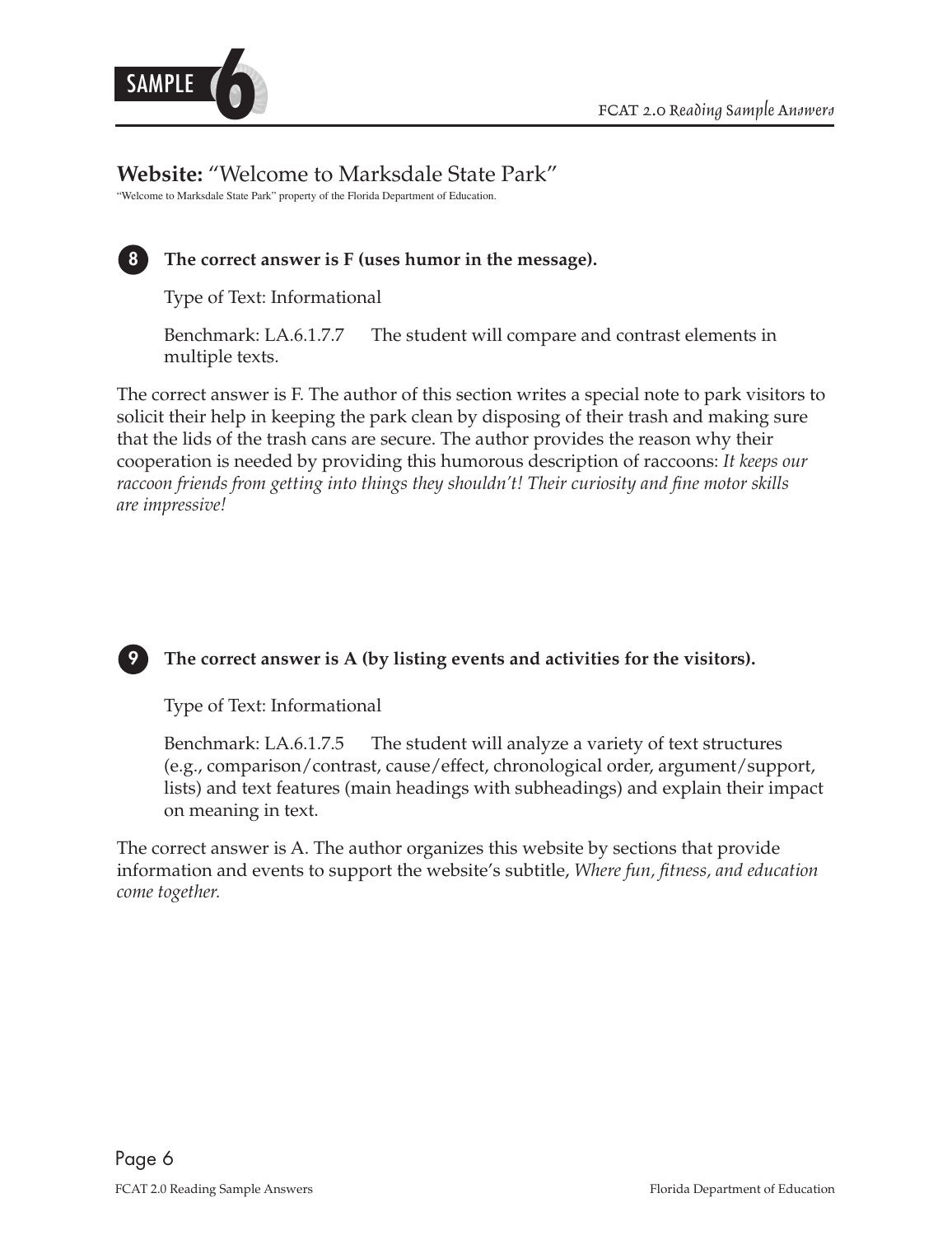## Website: "Welcome to Marksdale State Park"

"Welcome to Marksdale State Park" property of the Florida Department of Education.

**8** **The correct answer is F (uses humor in the message).**

Type of Text: Informational

Benchmark: LA.6.1.7.7 The student will compare and contrast elements in multiple texts.

The correct answer is F. The author of this section writes a special note to park visitors to solicit their help in keeping the park clean by disposing of their trash and making sure that the lids of the trash cans are secure. The author provides the reason why their cooperation is needed by providing this humorous description of raccoons: *It keeps our raccoon friends from getting into things they shouldn't! Their curiosity and fine motor skills are impressive!*

**9** **The correct answer is A (by listing events and activities for the visitors).**

Type of Text: Informational

Benchmark: LA.6.1.7.5 The student will analyze a variety of text structures (e.g., comparison/contrast, cause/effect, chronological order, argument/support, lists) and text features (main headings with subheadings) and explain their impact on meaning in text.

The correct answer is A. The author organizes this website by sections that provide information and events to support the website's subtitle, *Where fun, fitness, and education come together.*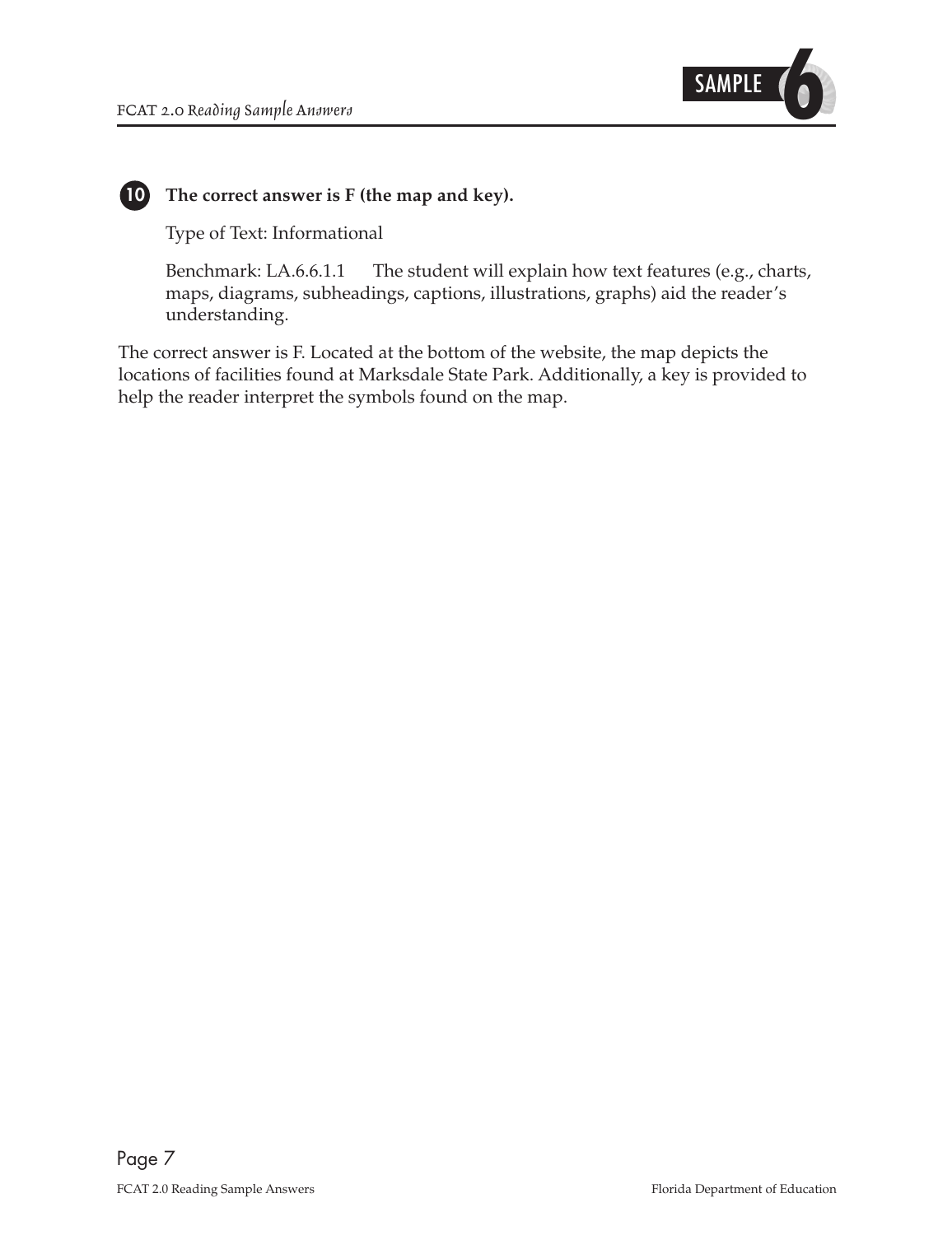**10** **The correct answer is F (the map and key).**

Type of Text: Informational

Benchmark: LA.6.6.1.1 The student will explain how text features (e.g., charts, maps, diagrams, subheadings, captions, illustrations, graphs) aid the reader's understanding.

The correct answer is F. Located at the bottom of the website, the map depicts the locations of facilities found at Marksdale State Park. Additionally, a key is provided to help the reader interpret the symbols found on the map.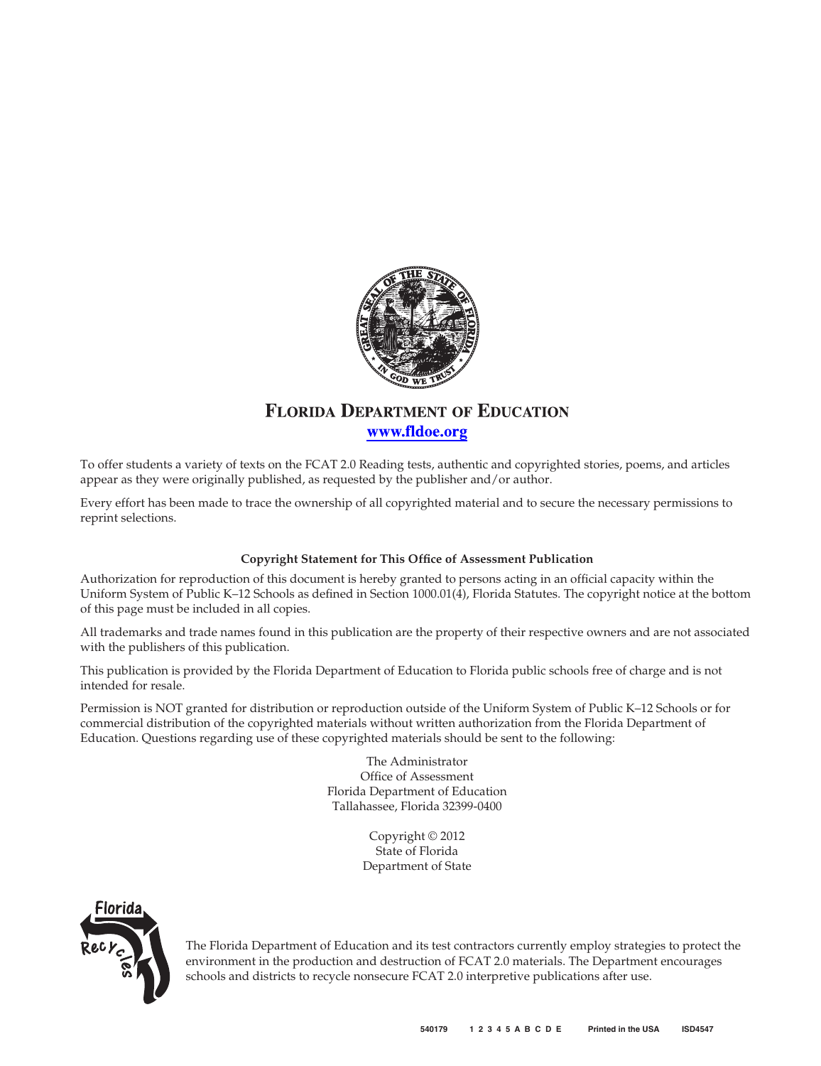# Florida Department of Education

www.fldoe.org

To offer students a variety of texts on the FCAT 2.0 Reading tests, authentic and copyrighted stories, poems, and articles appear as they were originally published, as requested by the publisher and/or author.

Every effort has been made to trace the ownership of all copyrighted material and to secure the necessary permissions to reprint selections.

**Copyright Statement for This Office of Assessment Publication**

Authorization for reproduction of this document is hereby granted to persons acting in an official capacity within the Uniform System of Public K–12 Schools as defined in Section 1000.01(4), Florida Statutes. The copyright notice at the bottom of this page must be included in all copies.

All trademarks and trade names found in this publication are the property of their respective owners and are not associated with the publishers of this publication.

This publication is provided by the Florida Department of Education to Florida public schools free of charge and is not intended for resale.

Permission is NOT granted for distribution or reproduction outside of the Uniform System of Public K–12 Schools or for commercial distribution of the copyrighted materials without written authorization from the Florida Department of Education. Questions regarding use of these copyrighted materials should be sent to the following:

The Administrator
Office of Assessment
Florida Department of Education
Tallahassee, Florida 32399-0400

Copyright © 2012
State of Florida
Department of State

The Florida Department of Education and its test contractors currently employ strategies to protect the environment in the production and destruction of FCAT 2.0 materials. The Department encourages schools and districts to recycle nonsecure FCAT 2.0 interpretive publications after use.

540179 1 2 3 4 5 A B C D E Printed in the USA ISD4547